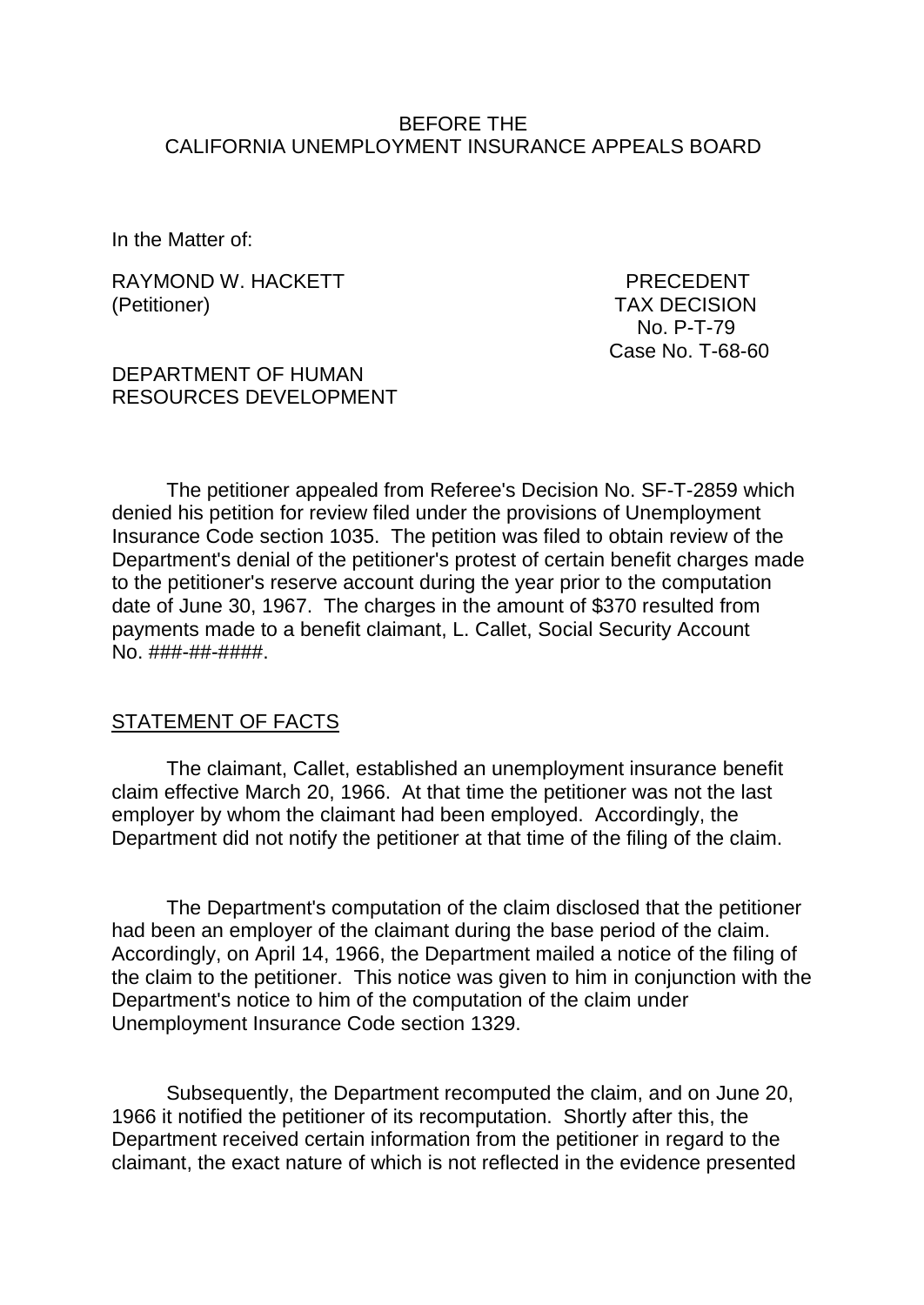BEFORE THE
CALIFORNIA UNEMPLOYMENT INSURANCE APPEALS BOARD

In the Matter of:

RAYMOND W. HACKETT
(Petitioner)

PRECEDENT
TAX DECISION
No. P-T-79
Case No. T-68-60

DEPARTMENT OF HUMAN
RESOURCES DEVELOPMENT

The petitioner appealed from Referee's Decision No. SF-T-2859 which denied his petition for review filed under the provisions of Unemployment Insurance Code section 1035. The petition was filed to obtain review of the Department's denial of the petitioner's protest of certain benefit charges made to the petitioner's reserve account during the year prior to the computation date of June 30, 1967. The charges in the amount of $370 resulted from payments made to a benefit claimant, L. Callet, Social Security Account No. ###-##-####.

## STATEMENT OF FACTS

The claimant, Callet, established an unemployment insurance benefit claim effective March 20, 1966. At that time the petitioner was not the last employer by whom the claimant had been employed. Accordingly, the Department did not notify the petitioner at that time of the filing of the claim.

The Department's computation of the claim disclosed that the petitioner had been an employer of the claimant during the base period of the claim. Accordingly, on April 14, 1966, the Department mailed a notice of the filing of the claim to the petitioner. This notice was given to him in conjunction with the Department's notice to him of the computation of the claim under Unemployment Insurance Code section 1329.

Subsequently, the Department recomputed the claim, and on June 20, 1966 it notified the petitioner of its recomputation. Shortly after this, the Department received certain information from the petitioner in regard to the claimant, the exact nature of which is not reflected in the evidence presented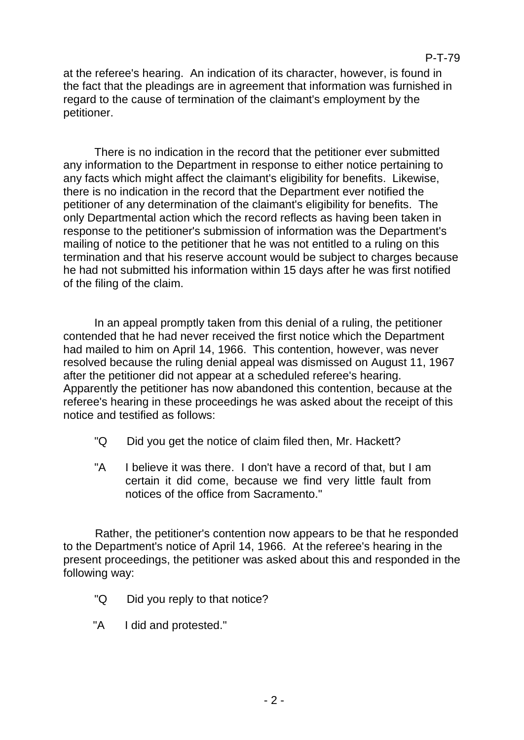at the referee's hearing. An indication of its character, however, is found in the fact that the pleadings are in agreement that information was furnished in regard to the cause of termination of the claimant's employment by the petitioner.

There is no indication in the record that the petitioner ever submitted any information to the Department in response to either notice pertaining to any facts which might affect the claimant's eligibility for benefits. Likewise, there is no indication in the record that the Department ever notified the petitioner of any determination of the claimant's eligibility for benefits. The only Departmental action which the record reflects as having been taken in response to the petitioner's submission of information was the Department's mailing of notice to the petitioner that he was not entitled to a ruling on this termination and that his reserve account would be subject to charges because he had not submitted his information within 15 days after he was first notified of the filing of the claim.

In an appeal promptly taken from this denial of a ruling, the petitioner contended that he had never received the first notice which the Department had mailed to him on April 14, 1966. This contention, however, was never resolved because the ruling denial appeal was dismissed on August 11, 1967 after the petitioner did not appear at a scheduled referee's hearing. Apparently the petitioner has now abandoned this contention, because at the referee's hearing in these proceedings he was asked about the receipt of this notice and testified as follows:

> "Q Did you get the notice of claim filed then, Mr. Hackett?
>
> "A I believe it was there. I don't have a record of that, but I am certain it did come, because we find very little fault from notices of the office from Sacramento."

Rather, the petitioner's contention now appears to be that he responded to the Department's notice of April 14, 1966. At the referee's hearing in the present proceedings, the petitioner was asked about this and responded in the following way:

> "Q Did you reply to that notice?
>
> "A I did and protested."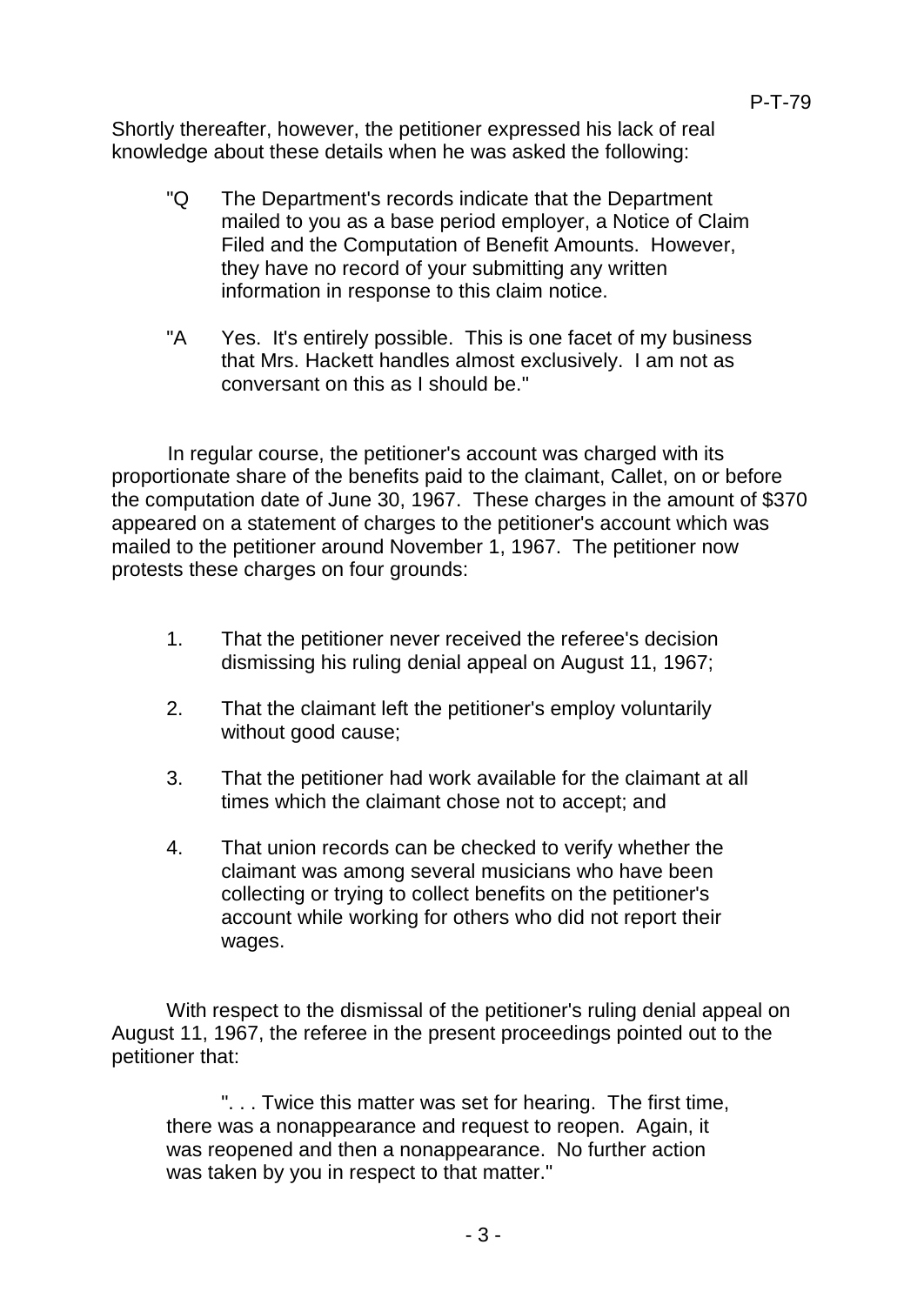Shortly thereafter, however, the petitioner expressed his lack of real knowledge about these details when he was asked the following:

> "Q The Department's records indicate that the Department mailed to you as a base period employer, a Notice of Claim Filed and the Computation of Benefit Amounts. However, they have no record of your submitting any written information in response to this claim notice.
>
> "A Yes. It's entirely possible. This is one facet of my business that Mrs. Hackett handles almost exclusively. I am not as conversant on this as I should be."

In regular course, the petitioner's account was charged with its proportionate share of the benefits paid to the claimant, Callet, on or before the computation date of June 30, 1967. These charges in the amount of $370 appeared on a statement of charges to the petitioner's account which was mailed to the petitioner around November 1, 1967. The petitioner now protests these charges on four grounds:

1. That the petitioner never received the referee's decision dismissing his ruling denial appeal on August 11, 1967;
2. That the claimant left the petitioner's employ voluntarily without good cause;
3. That the petitioner had work available for the claimant at all times which the claimant chose not to accept; and
4. That union records can be checked to verify whether the claimant was among several musicians who have been collecting or trying to collect benefits on the petitioner's account while working for others who did not report their wages.

With respect to the dismissal of the petitioner's ruling denial appeal on August 11, 1967, the referee in the present proceedings pointed out to the petitioner that:

> ". . . Twice this matter was set for hearing. The first time, there was a nonappearance and request to reopen. Again, it was reopened and then a nonappearance. No further action was taken by you in respect to that matter."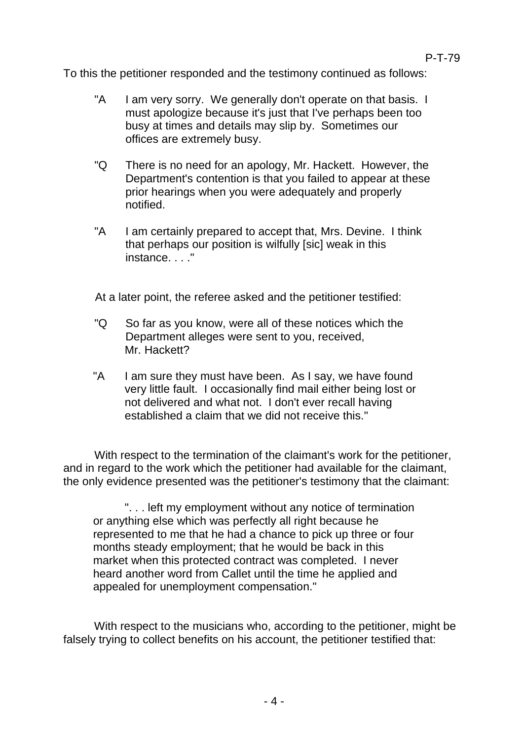To this the petitioner responded and the testimony continued as follows:

> "A I am very sorry. We generally don't operate on that basis. I must apologize because it's just that I've perhaps been too busy at times and details may slip by. Sometimes our offices are extremely busy.
>
> "Q There is no need for an apology, Mr. Hackett. However, the Department's contention is that you failed to appear at these prior hearings when you were adequately and properly notified.
>
> "A I am certainly prepared to accept that, Mrs. Devine. I think that perhaps our position is wilfully [sic] weak in this instance. . . ."

At a later point, the referee asked and the petitioner testified:

> "Q So far as you know, were all of these notices which the Department alleges were sent to you, received, Mr. Hackett?
>
> "A I am sure they must have been. As I say, we have found very little fault. I occasionally find mail either being lost or not delivered and what not. I don't ever recall having established a claim that we did not receive this."

With respect to the termination of the claimant's work for the petitioner, and in regard to the work which the petitioner had available for the claimant, the only evidence presented was the petitioner's testimony that the claimant:

> ". . . left my employment without any notice of termination or anything else which was perfectly all right because he represented to me that he had a chance to pick up three or four months steady employment; that he would be back in this market when this protected contract was completed. I never heard another word from Callet until the time he applied and appealed for unemployment compensation."

With respect to the musicians who, according to the petitioner, might be falsely trying to collect benefits on his account, the petitioner testified that: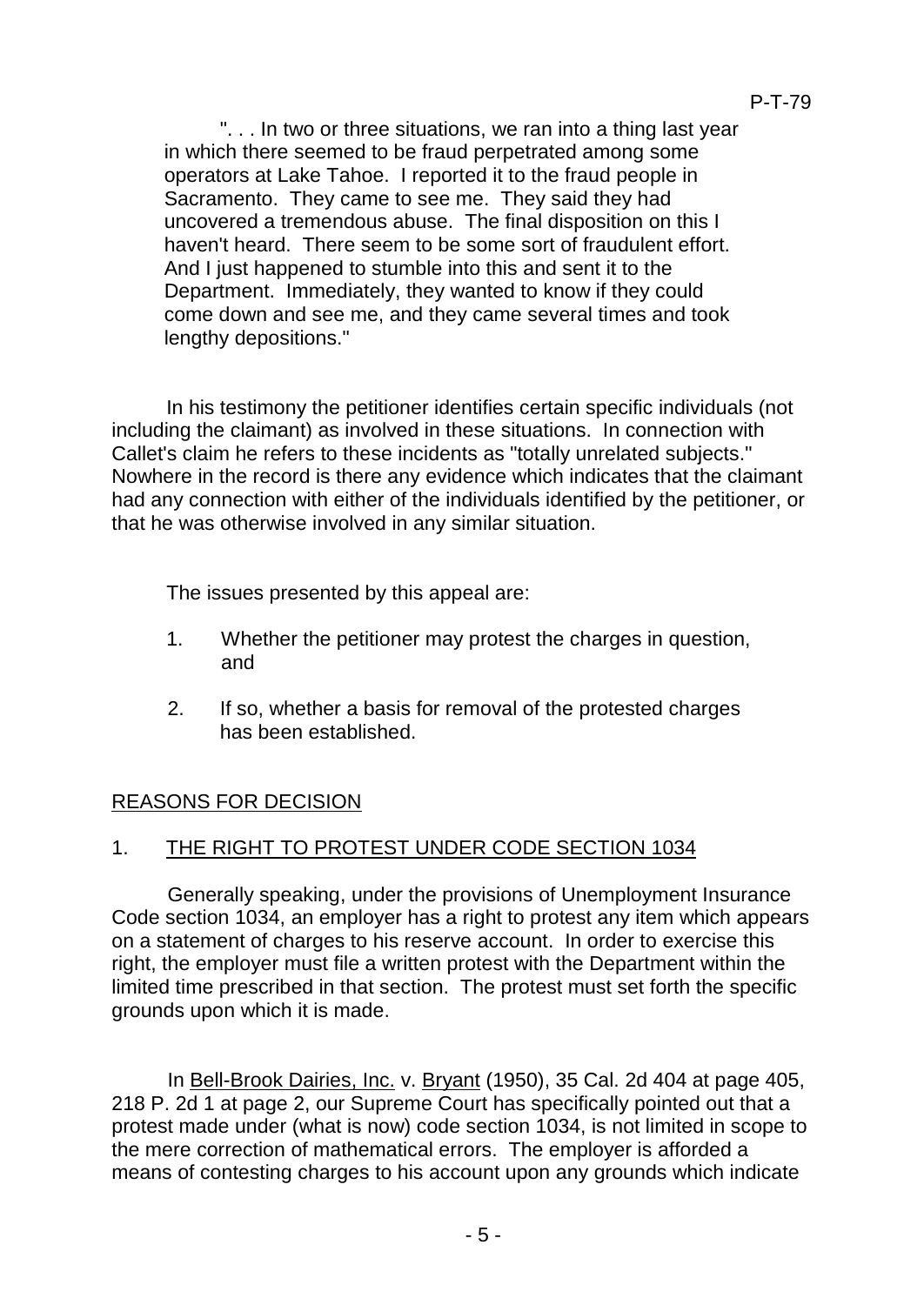". . . In two or three situations, we ran into a thing last year in which there seemed to be fraud perpetrated among some operators at Lake Tahoe. I reported it to the fraud people in Sacramento. They came to see me. They said they had uncovered a tremendous abuse. The final disposition on this I haven't heard. There seem to be some sort of fraudulent effort. And I just happened to stumble into this and sent it to the Department. Immediately, they wanted to know if they could come down and see me, and they came several times and took lengthy depositions."

In his testimony the petitioner identifies certain specific individuals (not including the claimant) as involved in these situations. In connection with Callet's claim he refers to these incidents as "totally unrelated subjects." Nowhere in the record is there any evidence which indicates that the claimant had any connection with either of the individuals identified by the petitioner, or that he was otherwise involved in any similar situation.

The issues presented by this appeal are:

1. Whether the petitioner may protest the charges in question, and
2. If so, whether a basis for removal of the protested charges has been established.

## REASONS FOR DECISION

### 1. THE RIGHT TO PROTEST UNDER CODE SECTION 1034

Generally speaking, under the provisions of Unemployment Insurance Code section 1034, an employer has a right to protest any item which appears on a statement of charges to his reserve account. In order to exercise this right, the employer must file a written protest with the Department within the limited time prescribed in that section. The protest must set forth the specific grounds upon which it is made.

In Bell-Brook Dairies, Inc. v. Bryant (1950), 35 Cal. 2d 404 at page 405, 218 P. 2d 1 at page 2, our Supreme Court has specifically pointed out that a protest made under (what is now) code section 1034, is not limited in scope to the mere correction of mathematical errors. The employer is afforded a means of contesting charges to his account upon any grounds which indicate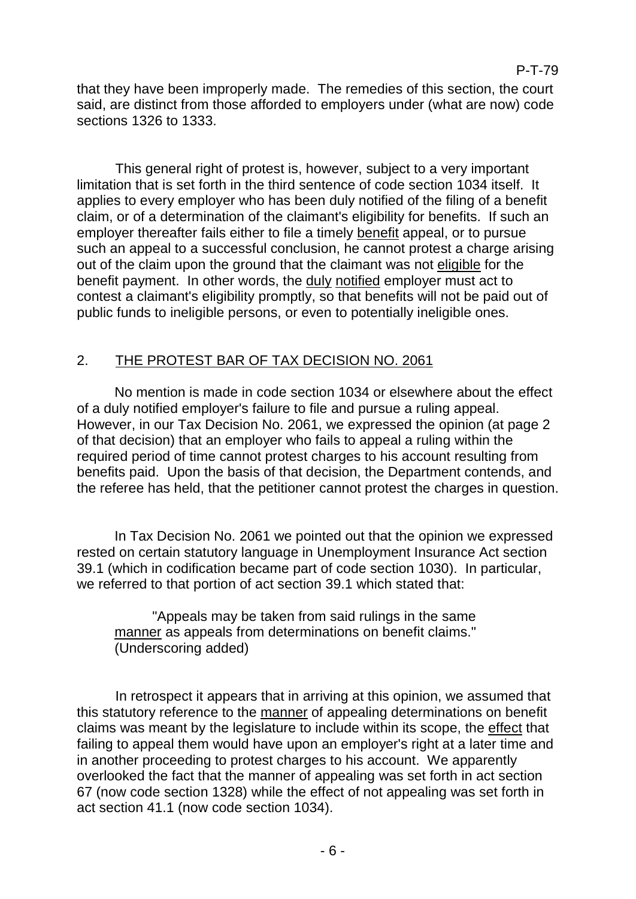that they have been improperly made. The remedies of this section, the court said, are distinct from those afforded to employers under (what are now) code sections 1326 to 1333.

This general right of protest is, however, subject to a very important limitation that is set forth in the third sentence of code section 1034 itself. It applies to every employer who has been duly notified of the filing of a benefit claim, or of a determination of the claimant's eligibility for benefits. If such an employer thereafter fails either to file a timely <u>benefit</u> appeal, or to pursue such an appeal to a successful conclusion, he cannot protest a charge arising out of the claim upon the ground that the claimant was not <u>eligible</u> for the benefit payment. In other words, the <u>duly</u> <u>notified</u> employer must act to contest a claimant's eligibility promptly, so that benefits will not be paid out of public funds to ineligible persons, or even to potentially ineligible ones.

## 2. THE PROTEST BAR OF TAX DECISION NO. 2061

No mention is made in code section 1034 or elsewhere about the effect of a duly notified employer's failure to file and pursue a ruling appeal. However, in our Tax Decision No. 2061, we expressed the opinion (at page 2 of that decision) that an employer who fails to appeal a ruling within the required period of time cannot protest charges to his account resulting from benefits paid. Upon the basis of that decision, the Department contends, and the referee has held, that the petitioner cannot protest the charges in question.

In Tax Decision No. 2061 we pointed out that the opinion we expressed rested on certain statutory language in Unemployment Insurance Act section 39.1 (which in codification became part of code section 1030). In particular, we referred to that portion of act section 39.1 which stated that:

> "Appeals may be taken from said rulings in the same <u>manner</u> as appeals from determinations on benefit claims." (Underscoring added)

In retrospect it appears that in arriving at this opinion, we assumed that this statutory reference to the <u>manner</u> of appealing determinations on benefit claims was meant by the legislature to include within its scope, the <u>effect</u> that failing to appeal them would have upon an employer's right at a later time and in another proceeding to protest charges to his account. We apparently overlooked the fact that the manner of appealing was set forth in act section 67 (now code section 1328) while the effect of not appealing was set forth in act section 41.1 (now code section 1034).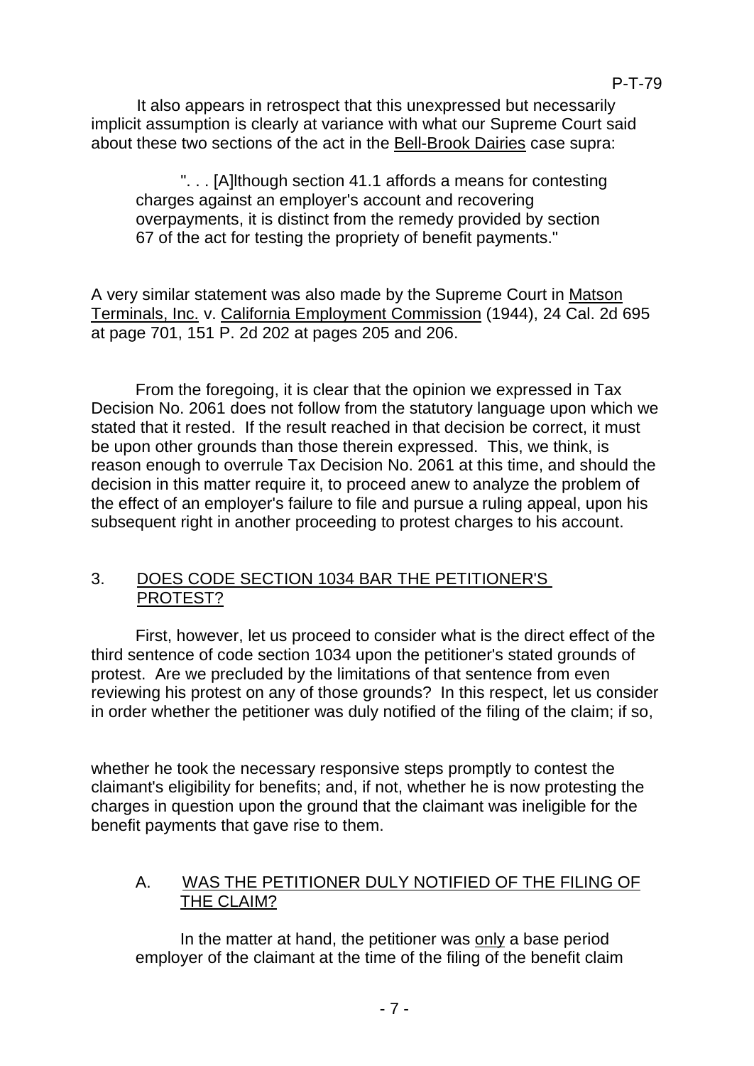It also appears in retrospect that this unexpressed but necessarily implicit assumption is clearly at variance with what our Supreme Court said about these two sections of the act in the Bell-Brook Dairies case supra:

> ". . . [A]lthough section 41.1 affords a means for contesting charges against an employer's account and recovering overpayments, it is distinct from the remedy provided by section 67 of the act for testing the propriety of benefit payments."

A very similar statement was also made by the Supreme Court in Matson Terminals, Inc. v. California Employment Commission (1944), 24 Cal. 2d 695 at page 701, 151 P. 2d 202 at pages 205 and 206.

From the foregoing, it is clear that the opinion we expressed in Tax Decision No. 2061 does not follow from the statutory language upon which we stated that it rested. If the result reached in that decision be correct, it must be upon other grounds than those therein expressed. This, we think, is reason enough to overrule Tax Decision No. 2061 at this time, and should the decision in this matter require it, to proceed anew to analyze the problem of the effect of an employer's failure to file and pursue a ruling appeal, upon his subsequent right in another proceeding to protest charges to his account.

## 3. DOES CODE SECTION 1034 BAR THE PETITIONER'S PROTEST?

First, however, let us proceed to consider what is the direct effect of the third sentence of code section 1034 upon the petitioner's stated grounds of protest. Are we precluded by the limitations of that sentence from even reviewing his protest on any of those grounds? In this respect, let us consider in order whether the petitioner was duly notified of the filing of the claim; if so, whether he took the necessary responsive steps promptly to contest the claimant's eligibility for benefits; and, if not, whether he is now protesting the charges in question upon the ground that the claimant was ineligible for the benefit payments that gave rise to them.

### A. WAS THE PETITIONER DULY NOTIFIED OF THE FILING OF THE CLAIM?

In the matter at hand, the petitioner was only a base period employer of the claimant at the time of the filing of the benefit claim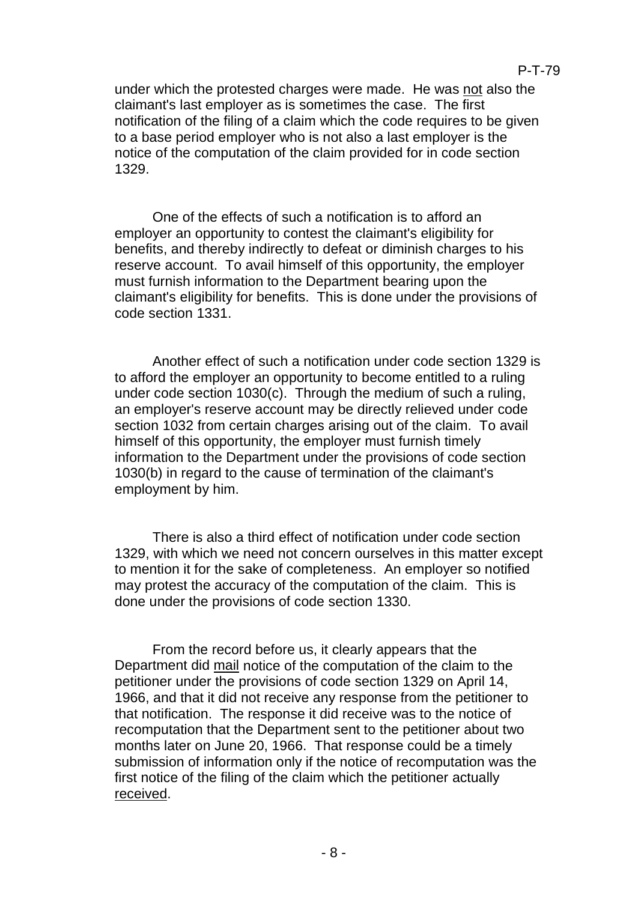under which the protested charges were made. He was <u>not</u> also the claimant's last employer as is sometimes the case. The first notification of the filing of a claim which the code requires to be given to a base period employer who is not also a last employer is the notice of the computation of the claim provided for in code section 1329.

One of the effects of such a notification is to afford an employer an opportunity to contest the claimant's eligibility for benefits, and thereby indirectly to defeat or diminish charges to his reserve account. To avail himself of this opportunity, the employer must furnish information to the Department bearing upon the claimant's eligibility for benefits. This is done under the provisions of code section 1331.

Another effect of such a notification under code section 1329 is to afford the employer an opportunity to become entitled to a ruling under code section 1030(c). Through the medium of such a ruling, an employer's reserve account may be directly relieved under code section 1032 from certain charges arising out of the claim. To avail himself of this opportunity, the employer must furnish timely information to the Department under the provisions of code section 1030(b) in regard to the cause of termination of the claimant's employment by him.

There is also a third effect of notification under code section 1329, with which we need not concern ourselves in this matter except to mention it for the sake of completeness. An employer so notified may protest the accuracy of the computation of the claim. This is done under the provisions of code section 1330.

From the record before us, it clearly appears that the Department did <u>mail</u> notice of the computation of the claim to the petitioner under the provisions of code section 1329 on April 14, 1966, and that it did not receive any response from the petitioner to that notification. The response it did receive was to the notice of recomputation that the Department sent to the petitioner about two months later on June 20, 1966. That response could be a timely submission of information only if the notice of recomputation was the first notice of the filing of the claim which the petitioner actually <u>received</u>.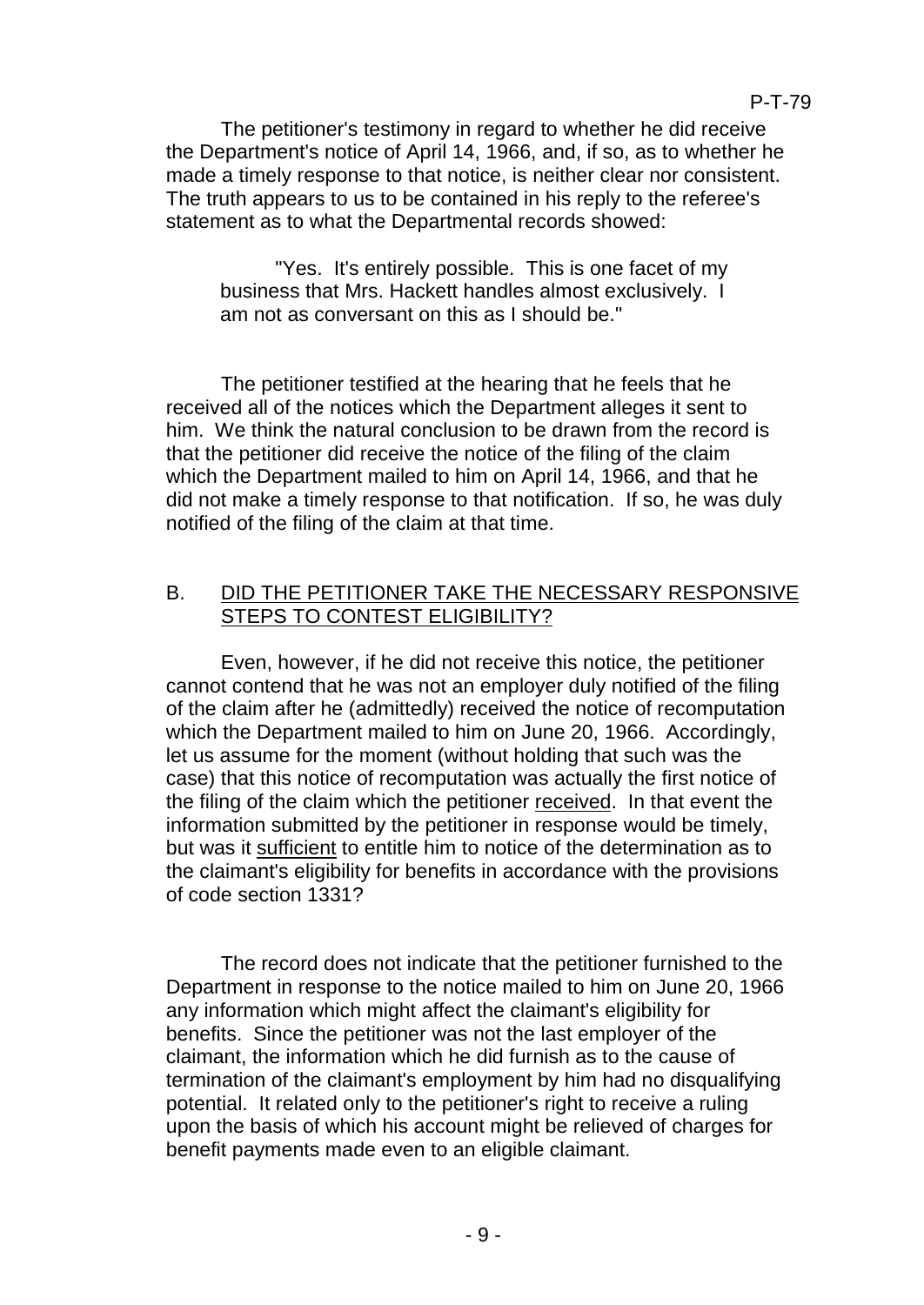The petitioner's testimony in regard to whether he did receive the Department's notice of April 14, 1966, and, if so, as to whether he made a timely response to that notice, is neither clear nor consistent. The truth appears to us to be contained in his reply to the referee's statement as to what the Departmental records showed:

> "Yes. It's entirely possible. This is one facet of my business that Mrs. Hackett handles almost exclusively. I am not as conversant on this as I should be."

The petitioner testified at the hearing that he feels that he received all of the notices which the Department alleges it sent to him. We think the natural conclusion to be drawn from the record is that the petitioner did receive the notice of the filing of the claim which the Department mailed to him on April 14, 1966, and that he did not make a timely response to that notification. If so, he was duly notified of the filing of the claim at that time.

## B. DID THE PETITIONER TAKE THE NECESSARY RESPONSIVE STEPS TO CONTEST ELIGIBILITY?

Even, however, if he did not receive this notice, the petitioner cannot contend that he was not an employer duly notified of the filing of the claim after he (admittedly) received the notice of recomputation which the Department mailed to him on June 20, 1966. Accordingly, let us assume for the moment (without holding that such was the case) that this notice of recomputation was actually the first notice of the filing of the claim which the petitioner received. In that event the information submitted by the petitioner in response would be timely, but was it sufficient to entitle him to notice of the determination as to the claimant's eligibility for benefits in accordance with the provisions of code section 1331?

The record does not indicate that the petitioner furnished to the Department in response to the notice mailed to him on June 20, 1966 any information which might affect the claimant's eligibility for benefits. Since the petitioner was not the last employer of the claimant, the information which he did furnish as to the cause of termination of the claimant's employment by him had no disqualifying potential. It related only to the petitioner's right to receive a ruling upon the basis of which his account might be relieved of charges for benefit payments made even to an eligible claimant.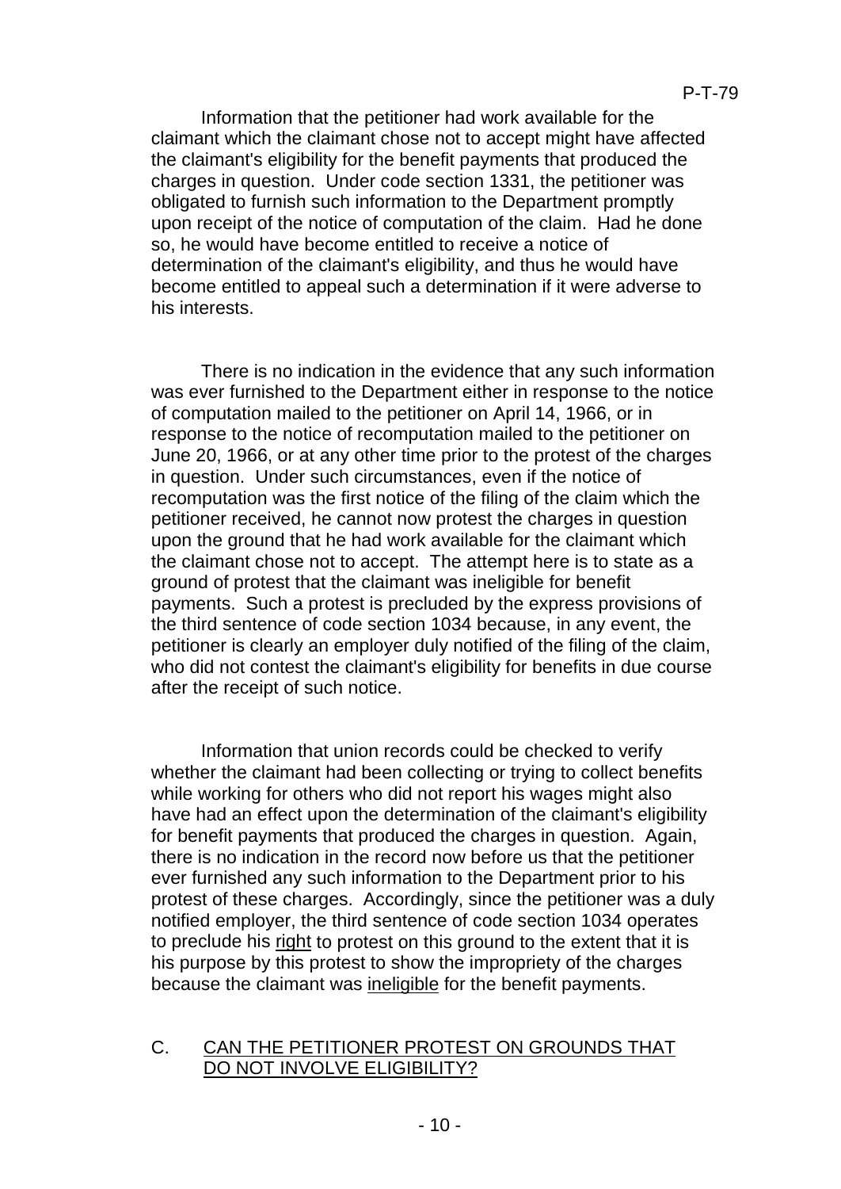Information that the petitioner had work available for the claimant which the claimant chose not to accept might have affected the claimant's eligibility for the benefit payments that produced the charges in question. Under code section 1331, the petitioner was obligated to furnish such information to the Department promptly upon receipt of the notice of computation of the claim. Had he done so, he would have become entitled to receive a notice of determination of the claimant's eligibility, and thus he would have become entitled to appeal such a determination if it were adverse to his interests.

There is no indication in the evidence that any such information was ever furnished to the Department either in response to the notice of computation mailed to the petitioner on April 14, 1966, or in response to the notice of recomputation mailed to the petitioner on June 20, 1966, or at any other time prior to the protest of the charges in question. Under such circumstances, even if the notice of recomputation was the first notice of the filing of the claim which the petitioner received, he cannot now protest the charges in question upon the ground that he had work available for the claimant which the claimant chose not to accept. The attempt here is to state as a ground of protest that the claimant was ineligible for benefit payments. Such a protest is precluded by the express provisions of the third sentence of code section 1034 because, in any event, the petitioner is clearly an employer duly notified of the filing of the claim, who did not contest the claimant's eligibility for benefits in due course after the receipt of such notice.

Information that union records could be checked to verify whether the claimant had been collecting or trying to collect benefits while working for others who did not report his wages might also have had an effect upon the determination of the claimant's eligibility for benefit payments that produced the charges in question. Again, there is no indication in the record now before us that the petitioner ever furnished any such information to the Department prior to his protest of these charges. Accordingly, since the petitioner was a duly notified employer, the third sentence of code section 1034 operates to preclude his <u>right</u> to protest on this ground to the extent that it is his purpose by this protest to show the impropriety of the charges because the claimant was <u>ineligible</u> for the benefit payments.

## C. <u>CAN THE PETITIONER PROTEST ON GROUNDS THAT DO NOT INVOLVE ELIGIBILITY?</u>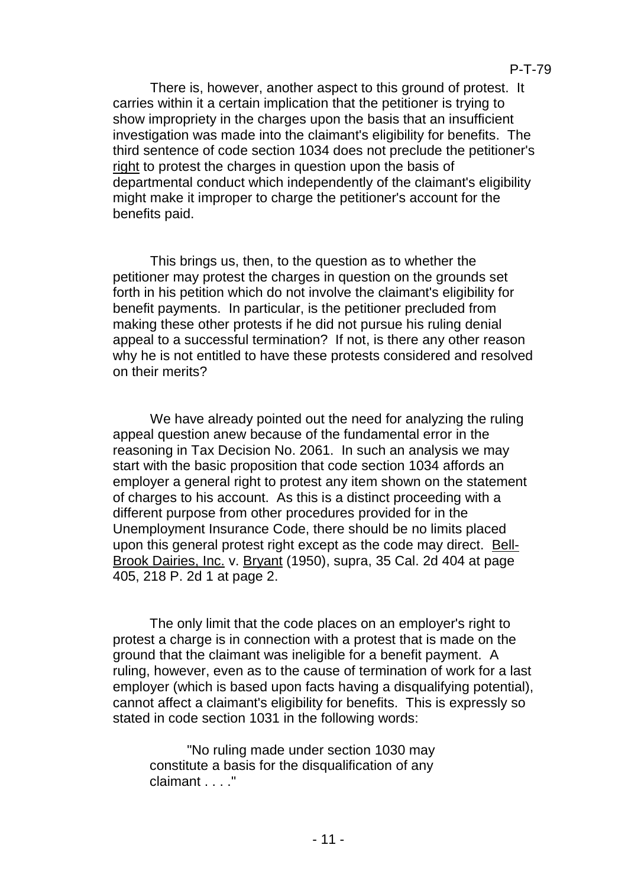There is, however, another aspect to this ground of protest. It carries within it a certain implication that the petitioner is trying to show impropriety in the charges upon the basis that an insufficient investigation was made into the claimant's eligibility for benefits. The third sentence of code section 1034 does not preclude the petitioner's right to protest the charges in question upon the basis of departmental conduct which independently of the claimant's eligibility might make it improper to charge the petitioner's account for the benefits paid.

This brings us, then, to the question as to whether the petitioner may protest the charges in question on the grounds set forth in his petition which do not involve the claimant's eligibility for benefit payments. In particular, is the petitioner precluded from making these other protests if he did not pursue his ruling denial appeal to a successful termination? If not, is there any other reason why he is not entitled to have these protests considered and resolved on their merits?

We have already pointed out the need for analyzing the ruling appeal question anew because of the fundamental error in the reasoning in Tax Decision No. 2061. In such an analysis we may start with the basic proposition that code section 1034 affords an employer a general right to protest any item shown on the statement of charges to his account. As this is a distinct proceeding with a different purpose from other procedures provided for in the Unemployment Insurance Code, there should be no limits placed upon this general protest right except as the code may direct. Bell-Brook Dairies, Inc. v. Bryant (1950), supra, 35 Cal. 2d 404 at page 405, 218 P. 2d 1 at page 2.

The only limit that the code places on an employer's right to protest a charge is in connection with a protest that is made on the ground that the claimant was ineligible for a benefit payment. A ruling, however, even as to the cause of termination of work for a last employer (which is based upon facts having a disqualifying potential), cannot affect a claimant's eligibility for benefits. This is expressly so stated in code section 1031 in the following words:

> "No ruling made under section 1030 may constitute a basis for the disqualification of any claimant . . . ."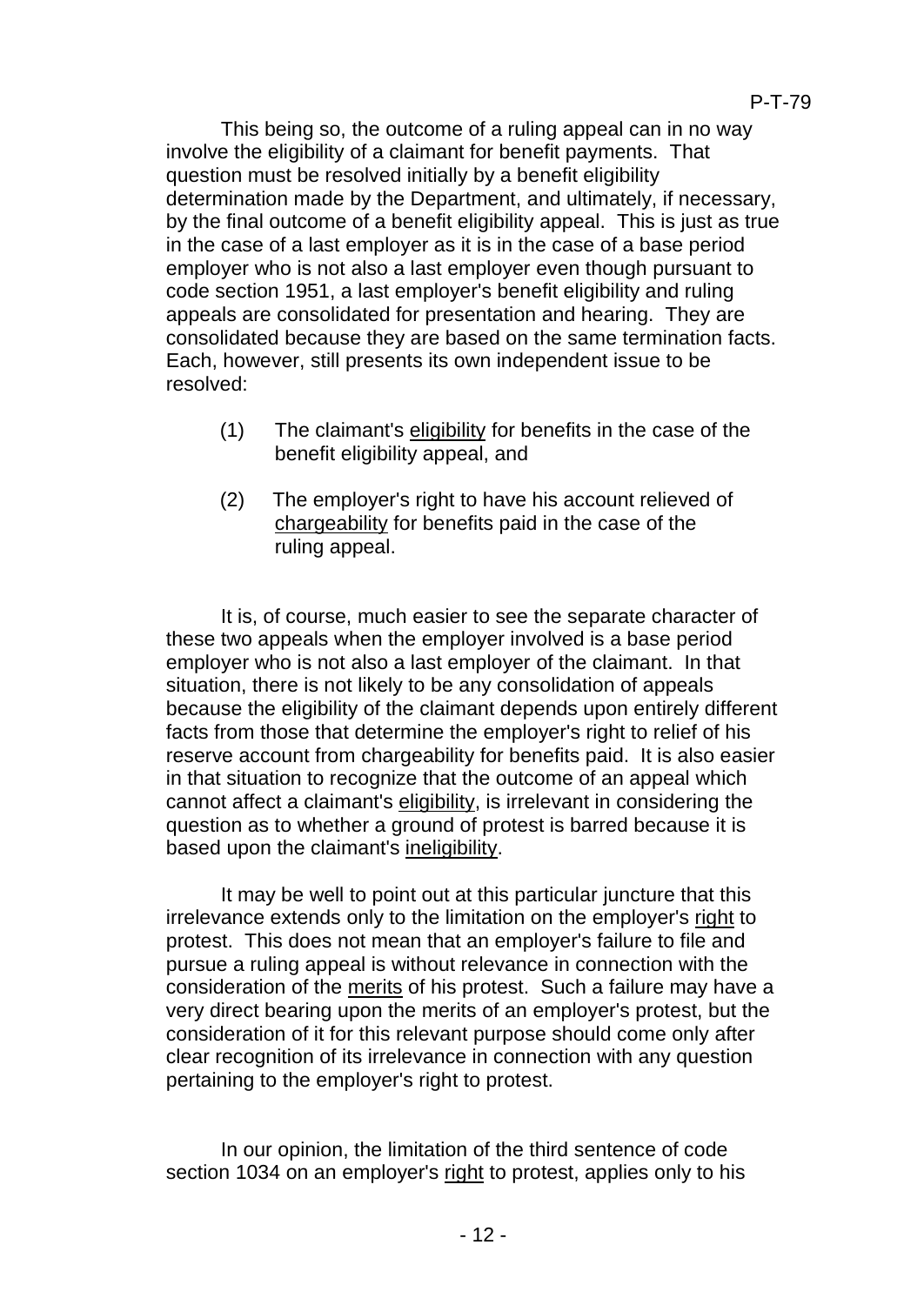This being so, the outcome of a ruling appeal can in no way involve the eligibility of a claimant for benefit payments. That question must be resolved initially by a benefit eligibility determination made by the Department, and ultimately, if necessary, by the final outcome of a benefit eligibility appeal. This is just as true in the case of a last employer as it is in the case of a base period employer who is not also a last employer even though pursuant to code section 1951, a last employer's benefit eligibility and ruling appeals are consolidated for presentation and hearing. They are consolidated because they are based on the same termination facts. Each, however, still presents its own independent issue to be resolved:

(1) The claimant's eligibility for benefits in the case of the benefit eligibility appeal, and

(2) The employer's right to have his account relieved of chargeability for benefits paid in the case of the ruling appeal.

It is, of course, much easier to see the separate character of these two appeals when the employer involved is a base period employer who is not also a last employer of the claimant. In that situation, there is not likely to be any consolidation of appeals because the eligibility of the claimant depends upon entirely different facts from those that determine the employer's right to relief of his reserve account from chargeability for benefits paid. It is also easier in that situation to recognize that the outcome of an appeal which cannot affect a claimant's eligibility, is irrelevant in considering the question as to whether a ground of protest is barred because it is based upon the claimant's ineligibility.

It may be well to point out at this particular juncture that this irrelevance extends only to the limitation on the employer's right to protest. This does not mean that an employer's failure to file and pursue a ruling appeal is without relevance in connection with the consideration of the merits of his protest. Such a failure may have a very direct bearing upon the merits of an employer's protest, but the consideration of it for this relevant purpose should come only after clear recognition of its irrelevance in connection with any question pertaining to the employer's right to protest.

In our opinion, the limitation of the third sentence of code section 1034 on an employer's right to protest, applies only to his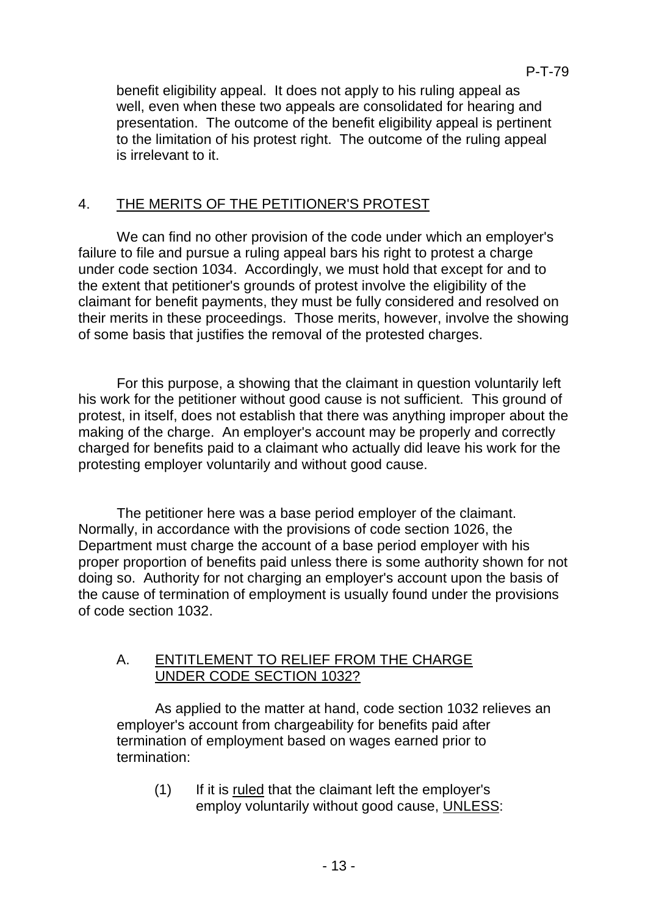benefit eligibility appeal. It does not apply to his ruling appeal as well, even when these two appeals are consolidated for hearing and presentation. The outcome of the benefit eligibility appeal is pertinent to the limitation of his protest right. The outcome of the ruling appeal is irrelevant to it.

## 4. <u>THE MERITS OF THE PETITIONER'S PROTEST</u>

We can find no other provision of the code under which an employer's failure to file and pursue a ruling appeal bars his right to protest a charge under code section 1034. Accordingly, we must hold that except for and to the extent that petitioner's grounds of protest involve the eligibility of the claimant for benefit payments, they must be fully considered and resolved on their merits in these proceedings. Those merits, however, involve the showing of some basis that justifies the removal of the protested charges.

For this purpose, a showing that the claimant in question voluntarily left his work for the petitioner without good cause is not sufficient. This ground of protest, in itself, does not establish that there was anything improper about the making of the charge. An employer's account may be properly and correctly charged for benefits paid to a claimant who actually did leave his work for the protesting employer voluntarily and without good cause.

The petitioner here was a base period employer of the claimant. Normally, in accordance with the provisions of code section 1026, the Department must charge the account of a base period employer with his proper proportion of benefits paid unless there is some authority shown for not doing so. Authority for not charging an employer's account upon the basis of the cause of termination of employment is usually found under the provisions of code section 1032.

### A. <u>ENTITLEMENT TO RELIEF FROM THE CHARGE UNDER CODE SECTION 1032?</u>

As applied to the matter at hand, code section 1032 relieves an employer's account from chargeability for benefits paid after termination of employment based on wages earned prior to termination:

(1) If it is <u>ruled</u> that the claimant left the employer's employ voluntarily without good cause, <u>UNLESS</u>: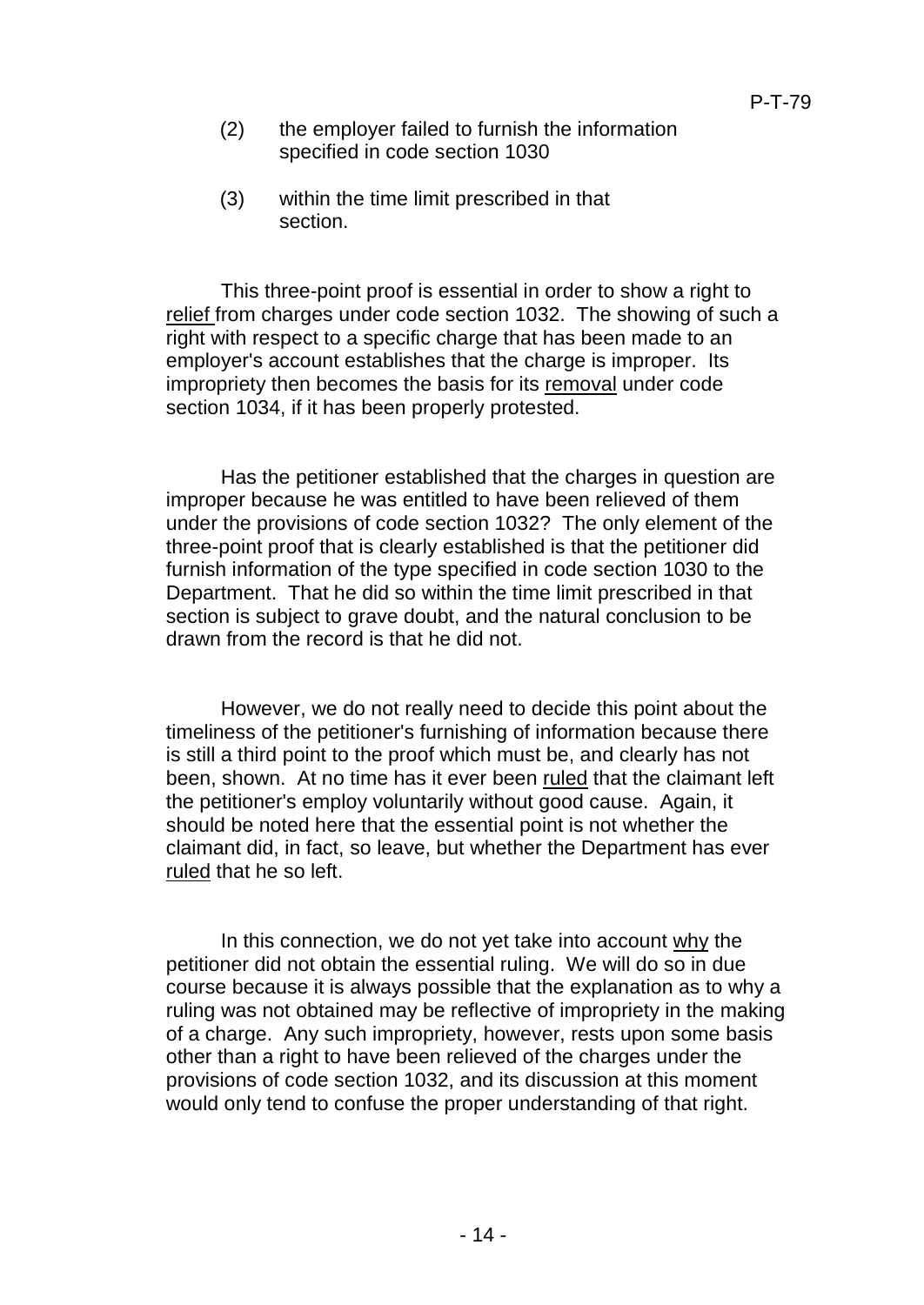(2) the employer failed to furnish the information specified in code section 1030

(3) within the time limit prescribed in that section.

This three-point proof is essential in order to show a right to relief from charges under code section 1032. The showing of such a right with respect to a specific charge that has been made to an employer's account establishes that the charge is improper. Its impropriety then becomes the basis for its removal under code section 1034, if it has been properly protested.

Has the petitioner established that the charges in question are improper because he was entitled to have been relieved of them under the provisions of code section 1032? The only element of the three-point proof that is clearly established is that the petitioner did furnish information of the type specified in code section 1030 to the Department. That he did so within the time limit prescribed in that section is subject to grave doubt, and the natural conclusion to be drawn from the record is that he did not.

However, we do not really need to decide this point about the timeliness of the petitioner's furnishing of information because there is still a third point to the proof which must be, and clearly has not been, shown. At no time has it ever been ruled that the claimant left the petitioner's employ voluntarily without good cause. Again, it should be noted here that the essential point is not whether the claimant did, in fact, so leave, but whether the Department has ever ruled that he so left.

In this connection, we do not yet take into account why the petitioner did not obtain the essential ruling. We will do so in due course because it is always possible that the explanation as to why a ruling was not obtained may be reflective of impropriety in the making of a charge. Any such impropriety, however, rests upon some basis other than a right to have been relieved of the charges under the provisions of code section 1032, and its discussion at this moment would only tend to confuse the proper understanding of that right.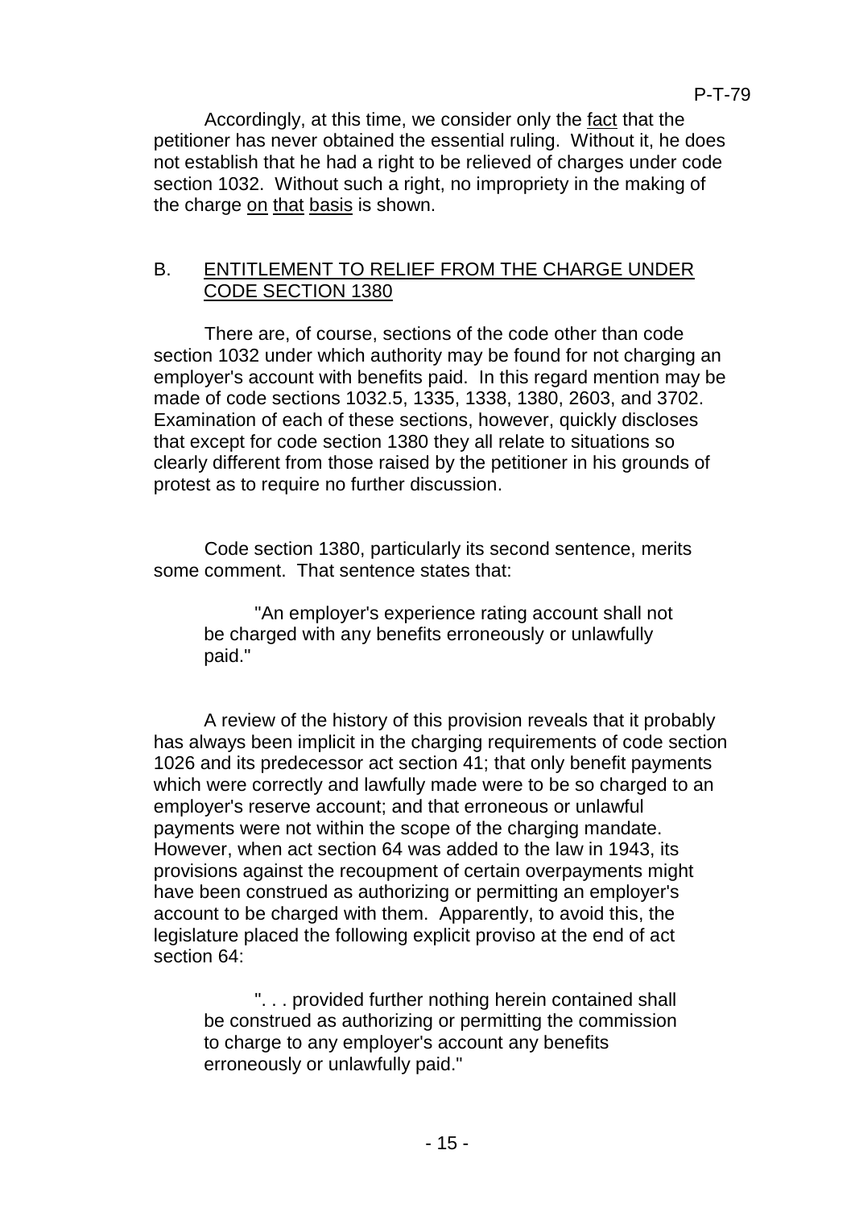Accordingly, at this time, we consider only the fact that the petitioner has never obtained the essential ruling. Without it, he does not establish that he had a right to be relieved of charges under code section 1032. Without such a right, no impropriety in the making of the charge on that basis is shown.

## B. ENTITLEMENT TO RELIEF FROM THE CHARGE UNDER CODE SECTION 1380

There are, of course, sections of the code other than code section 1032 under which authority may be found for not charging an employer's account with benefits paid. In this regard mention may be made of code sections 1032.5, 1335, 1338, 1380, 2603, and 3702. Examination of each of these sections, however, quickly discloses that except for code section 1380 they all relate to situations so clearly different from those raised by the petitioner in his grounds of protest as to require no further discussion.

Code section 1380, particularly its second sentence, merits some comment. That sentence states that:

> "An employer's experience rating account shall not be charged with any benefits erroneously or unlawfully paid."

A review of the history of this provision reveals that it probably has always been implicit in the charging requirements of code section 1026 and its predecessor act section 41; that only benefit payments which were correctly and lawfully made were to be so charged to an employer's reserve account; and that erroneous or unlawful payments were not within the scope of the charging mandate. However, when act section 64 was added to the law in 1943, its provisions against the recoupment of certain overpayments might have been construed as authorizing or permitting an employer's account to be charged with them. Apparently, to avoid this, the legislature placed the following explicit proviso at the end of act section 64:

> ". . . provided further nothing herein contained shall be construed as authorizing or permitting the commission to charge to any employer's account any benefits erroneously or unlawfully paid."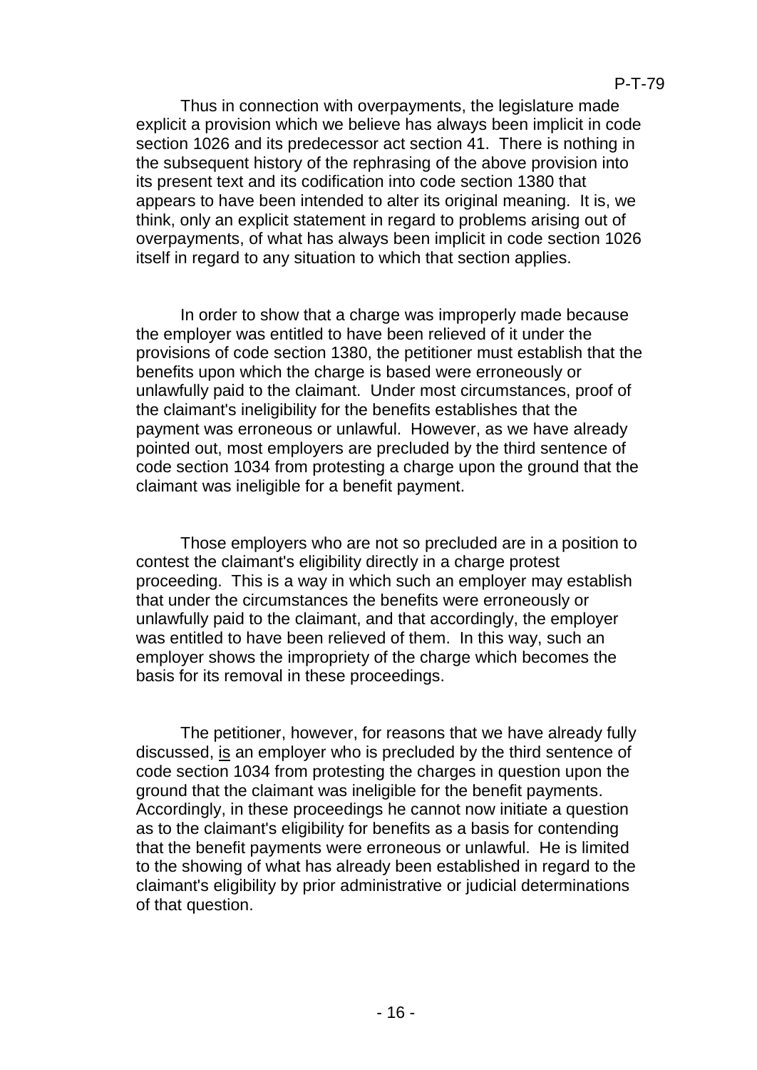Thus in connection with overpayments, the legislature made explicit a provision which we believe has always been implicit in code section 1026 and its predecessor act section 41. There is nothing in the subsequent history of the rephrasing of the above provision into its present text and its codification into code section 1380 that appears to have been intended to alter its original meaning. It is, we think, only an explicit statement in regard to problems arising out of overpayments, of what has always been implicit in code section 1026 itself in regard to any situation to which that section applies.

In order to show that a charge was improperly made because the employer was entitled to have been relieved of it under the provisions of code section 1380, the petitioner must establish that the benefits upon which the charge is based were erroneously or unlawfully paid to the claimant. Under most circumstances, proof of the claimant's ineligibility for the benefits establishes that the payment was erroneous or unlawful. However, as we have already pointed out, most employers are precluded by the third sentence of code section 1034 from protesting a charge upon the ground that the claimant was ineligible for a benefit payment.

Those employers who are not so precluded are in a position to contest the claimant's eligibility directly in a charge protest proceeding. This is a way in which such an employer may establish that under the circumstances the benefits were erroneously or unlawfully paid to the claimant, and that accordingly, the employer was entitled to have been relieved of them. In this way, such an employer shows the impropriety of the charge which becomes the basis for its removal in these proceedings.

The petitioner, however, for reasons that we have already fully discussed, <u>is</u> an employer who is precluded by the third sentence of code section 1034 from protesting the charges in question upon the ground that the claimant was ineligible for the benefit payments. Accordingly, in these proceedings he cannot now initiate a question as to the claimant's eligibility for benefits as a basis for contending that the benefit payments were erroneous or unlawful. He is limited to the showing of what has already been established in regard to the claimant's eligibility by prior administrative or judicial determinations of that question.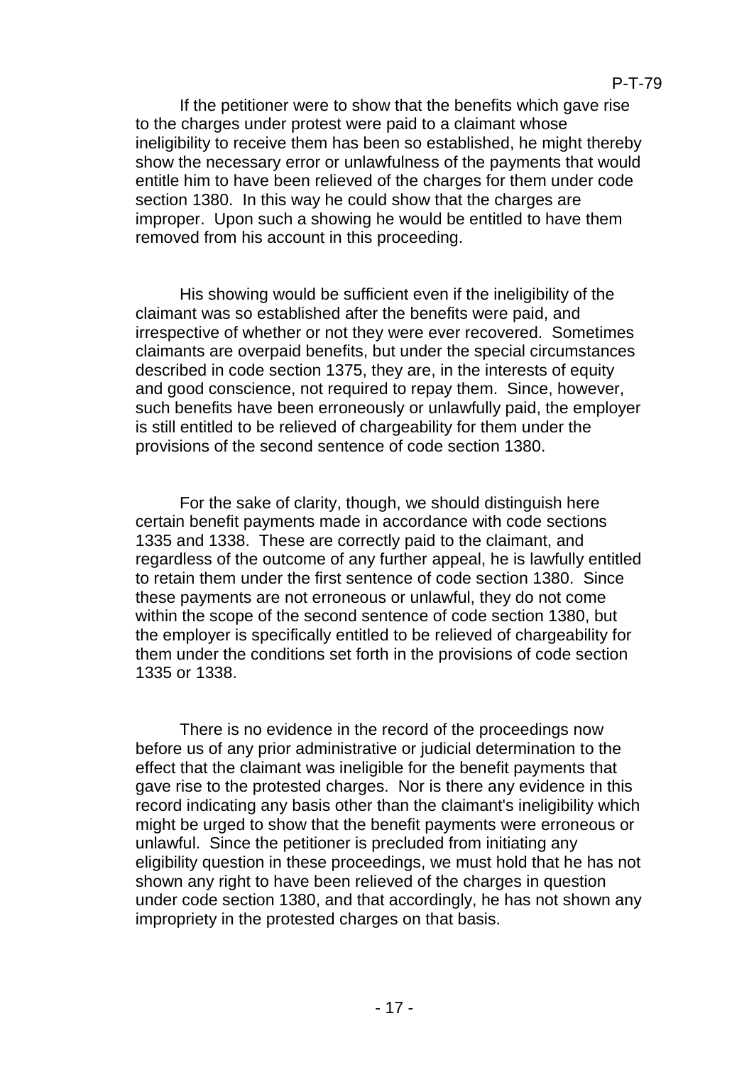If the petitioner were to show that the benefits which gave rise to the charges under protest were paid to a claimant whose ineligibility to receive them has been so established, he might thereby show the necessary error or unlawfulness of the payments that would entitle him to have been relieved of the charges for them under code section 1380. In this way he could show that the charges are improper. Upon such a showing he would be entitled to have them removed from his account in this proceeding.

His showing would be sufficient even if the ineligibility of the claimant was so established after the benefits were paid, and irrespective of whether or not they were ever recovered. Sometimes claimants are overpaid benefits, but under the special circumstances described in code section 1375, they are, in the interests of equity and good conscience, not required to repay them. Since, however, such benefits have been erroneously or unlawfully paid, the employer is still entitled to be relieved of chargeability for them under the provisions of the second sentence of code section 1380.

For the sake of clarity, though, we should distinguish here certain benefit payments made in accordance with code sections 1335 and 1338. These are correctly paid to the claimant, and regardless of the outcome of any further appeal, he is lawfully entitled to retain them under the first sentence of code section 1380. Since these payments are not erroneous or unlawful, they do not come within the scope of the second sentence of code section 1380, but the employer is specifically entitled to be relieved of chargeability for them under the conditions set forth in the provisions of code section 1335 or 1338.

There is no evidence in the record of the proceedings now before us of any prior administrative or judicial determination to the effect that the claimant was ineligible for the benefit payments that gave rise to the protested charges. Nor is there any evidence in this record indicating any basis other than the claimant's ineligibility which might be urged to show that the benefit payments were erroneous or unlawful. Since the petitioner is precluded from initiating any eligibility question in these proceedings, we must hold that he has not shown any right to have been relieved of the charges in question under code section 1380, and that accordingly, he has not shown any impropriety in the protested charges on that basis.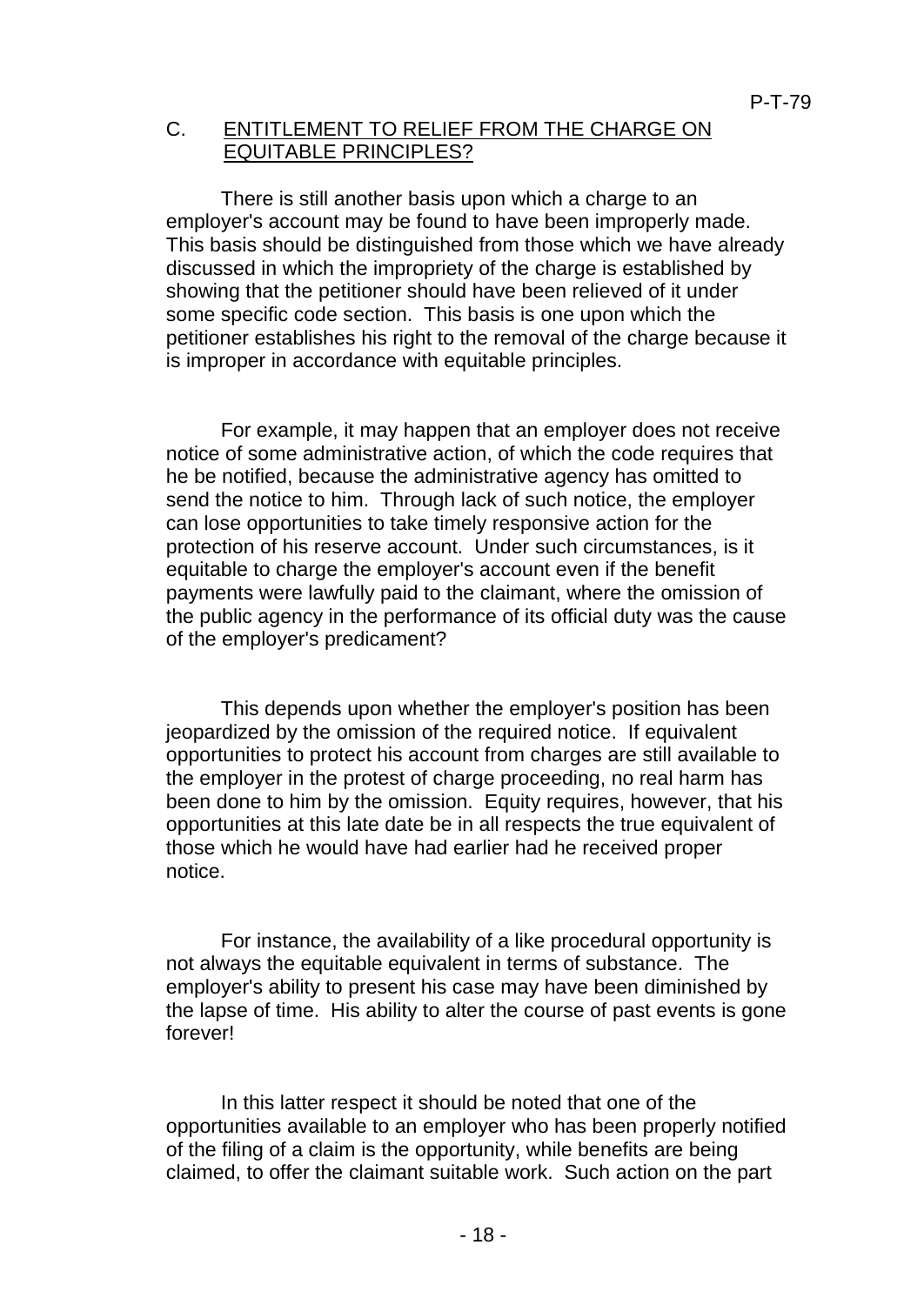## C. ENTITLEMENT TO RELIEF FROM THE CHARGE ON EQUITABLE PRINCIPLES?

There is still another basis upon which a charge to an employer's account may be found to have been improperly made. This basis should be distinguished from those which we have already discussed in which the impropriety of the charge is established by showing that the petitioner should have been relieved of it under some specific code section. This basis is one upon which the petitioner establishes his right to the removal of the charge because it is improper in accordance with equitable principles.

For example, it may happen that an employer does not receive notice of some administrative action, of which the code requires that he be notified, because the administrative agency has omitted to send the notice to him. Through lack of such notice, the employer can lose opportunities to take timely responsive action for the protection of his reserve account. Under such circumstances, is it equitable to charge the employer's account even if the benefit payments were lawfully paid to the claimant, where the omission of the public agency in the performance of its official duty was the cause of the employer's predicament?

This depends upon whether the employer's position has been jeopardized by the omission of the required notice. If equivalent opportunities to protect his account from charges are still available to the employer in the protest of charge proceeding, no real harm has been done to him by the omission. Equity requires, however, that his opportunities at this late date be in all respects the true equivalent of those which he would have had earlier had he received proper notice.

For instance, the availability of a like procedural opportunity is not always the equitable equivalent in terms of substance. The employer's ability to present his case may have been diminished by the lapse of time. His ability to alter the course of past events is gone forever!

In this latter respect it should be noted that one of the opportunities available to an employer who has been properly notified of the filing of a claim is the opportunity, while benefits are being claimed, to offer the claimant suitable work. Such action on the part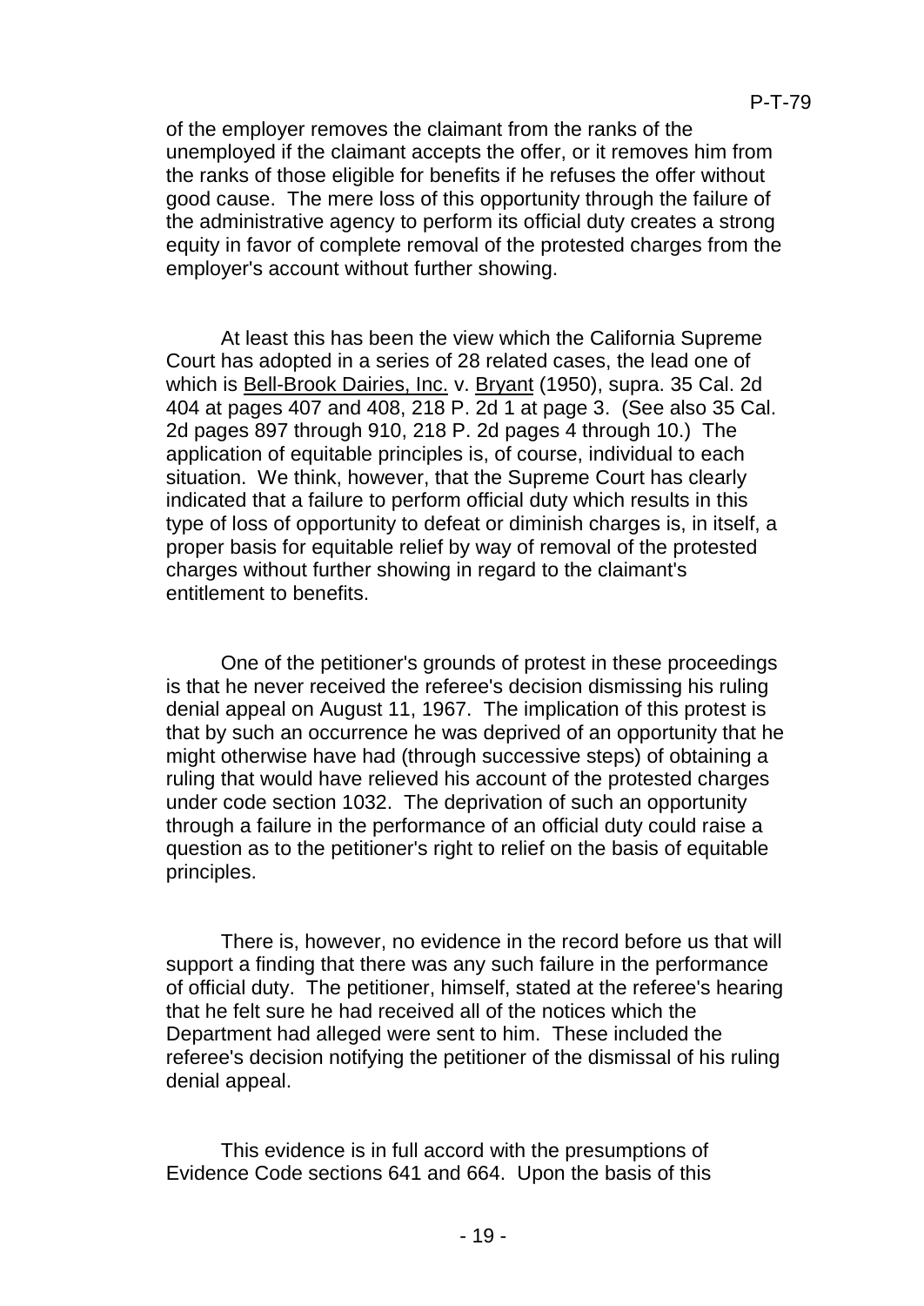of the employer removes the claimant from the ranks of the unemployed if the claimant accepts the offer, or it removes him from the ranks of those eligible for benefits if he refuses the offer without good cause. The mere loss of this opportunity through the failure of the administrative agency to perform its official duty creates a strong equity in favor of complete removal of the protested charges from the employer's account without further showing.

At least this has been the view which the California Supreme Court has adopted in a series of 28 related cases, the lead one of which is Bell-Brook Dairies, Inc. v. Bryant (1950), supra. 35 Cal. 2d 404 at pages 407 and 408, 218 P. 2d 1 at page 3. (See also 35 Cal. 2d pages 897 through 910, 218 P. 2d pages 4 through 10.) The application of equitable principles is, of course, individual to each situation. We think, however, that the Supreme Court has clearly indicated that a failure to perform official duty which results in this type of loss of opportunity to defeat or diminish charges is, in itself, a proper basis for equitable relief by way of removal of the protested charges without further showing in regard to the claimant's entitlement to benefits.

One of the petitioner's grounds of protest in these proceedings is that he never received the referee's decision dismissing his ruling denial appeal on August 11, 1967. The implication of this protest is that by such an occurrence he was deprived of an opportunity that he might otherwise have had (through successive steps) of obtaining a ruling that would have relieved his account of the protested charges under code section 1032. The deprivation of such an opportunity through a failure in the performance of an official duty could raise a question as to the petitioner's right to relief on the basis of equitable principles.

There is, however, no evidence in the record before us that will support a finding that there was any such failure in the performance of official duty. The petitioner, himself, stated at the referee's hearing that he felt sure he had received all of the notices which the Department had alleged were sent to him. These included the referee's decision notifying the petitioner of the dismissal of his ruling denial appeal.

This evidence is in full accord with the presumptions of Evidence Code sections 641 and 664. Upon the basis of this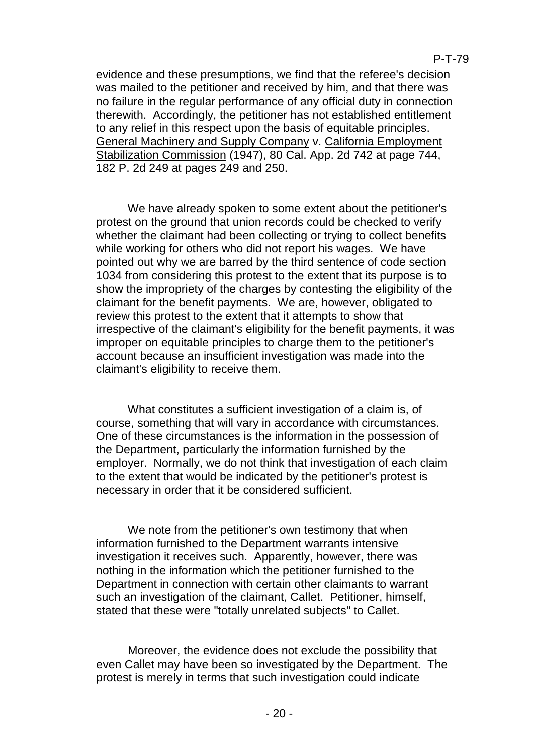evidence and these presumptions, we find that the referee's decision was mailed to the petitioner and received by him, and that there was no failure in the regular performance of any official duty in connection therewith. Accordingly, the petitioner has not established entitlement to any relief in this respect upon the basis of equitable principles. General Machinery and Supply Company v. California Employment Stabilization Commission (1947), 80 Cal. App. 2d 742 at page 744, 182 P. 2d 249 at pages 249 and 250.

We have already spoken to some extent about the petitioner's protest on the ground that union records could be checked to verify whether the claimant had been collecting or trying to collect benefits while working for others who did not report his wages. We have pointed out why we are barred by the third sentence of code section 1034 from considering this protest to the extent that its purpose is to show the impropriety of the charges by contesting the eligibility of the claimant for the benefit payments. We are, however, obligated to review this protest to the extent that it attempts to show that irrespective of the claimant's eligibility for the benefit payments, it was improper on equitable principles to charge them to the petitioner's account because an insufficient investigation was made into the claimant's eligibility to receive them.

What constitutes a sufficient investigation of a claim is, of course, something that will vary in accordance with circumstances. One of these circumstances is the information in the possession of the Department, particularly the information furnished by the employer. Normally, we do not think that investigation of each claim to the extent that would be indicated by the petitioner's protest is necessary in order that it be considered sufficient.

We note from the petitioner's own testimony that when information furnished to the Department warrants intensive investigation it receives such. Apparently, however, there was nothing in the information which the petitioner furnished to the Department in connection with certain other claimants to warrant such an investigation of the claimant, Callet. Petitioner, himself, stated that these were "totally unrelated subjects" to Callet.

Moreover, the evidence does not exclude the possibility that even Callet may have been so investigated by the Department. The protest is merely in terms that such investigation could indicate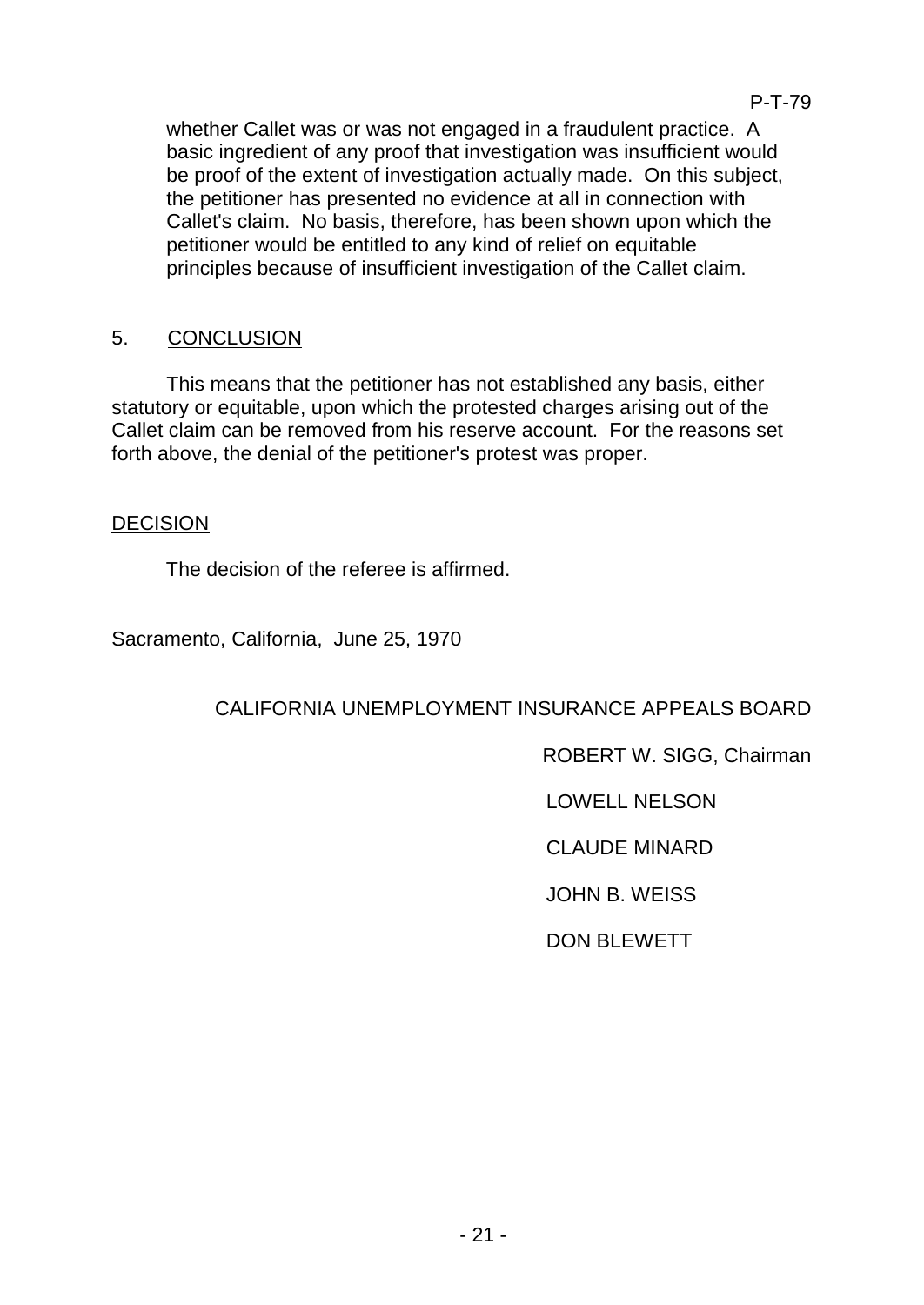whether Callet was or was not engaged in a fraudulent practice. A basic ingredient of any proof that investigation was insufficient would be proof of the extent of investigation actually made. On this subject, the petitioner has presented no evidence at all in connection with Callet's claim. No basis, therefore, has been shown upon which the petitioner would be entitled to any kind of relief on equitable principles because of insufficient investigation of the Callet claim.

5. CONCLUSION

This means that the petitioner has not established any basis, either statutory or equitable, upon which the protested charges arising out of the Callet claim can be removed from his reserve account. For the reasons set forth above, the denial of the petitioner's protest was proper.

DECISION

The decision of the referee is affirmed.

Sacramento, California, June 25, 1970

CALIFORNIA UNEMPLOYMENT INSURANCE APPEALS BOARD

ROBERT W. SIGG, Chairman

LOWELL NELSON

CLAUDE MINARD

JOHN B. WEISS

DON BLEWETT